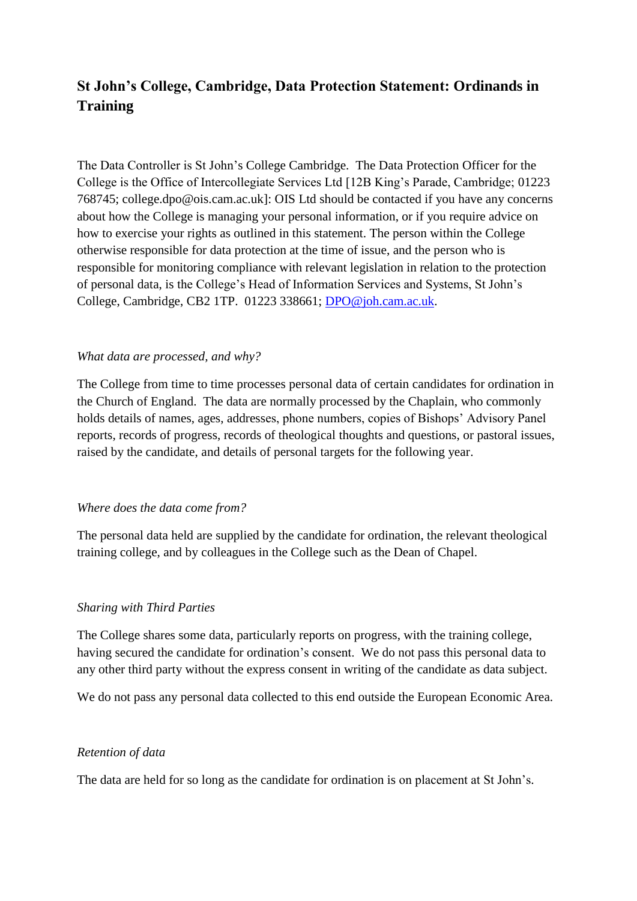# St John's College, Cambridge, Data Protection Statement: Ordinands in Training

The Data Controller is St John's College Cambridge. The Data Protection Officer for the College is the Office of Intercollegiate Services Ltd [12B King's Parade, Cambridge; 01223 768745; college.dpo@ois.cam.ac.uk]: OIS Ltd should be contacted if you have any concerns about how the College is managing your personal information, or if you require advice on how to exercise your rights as outlined in this statement. The person within the College otherwise responsible for data protection at the time of issue, and the person who is responsible for monitoring compliance with relevant legislation in relation to the protection of personal data, is the College's Head of Information Services and Systems, St John's College, Cambridge, CB2 1TP. 01223 338661; DPO@joh.cam.ac.uk.

*What data are processed, and why?*

The College from time to time processes personal data of certain candidates for ordination in the Church of England. The data are normally processed by the Chaplain, who commonly holds details of names, ages, addresses, phone numbers, copies of Bishops' Advisory Panel reports, records of progress, records of theological thoughts and questions, or pastoral issues, raised by the candidate, and details of personal targets for the following year.

*Where does the data come from?*

The personal data held are supplied by the candidate for ordination, the relevant theological training college, and by colleagues in the College such as the Dean of Chapel.

*Sharing with Third Parties*

The College shares some data, particularly reports on progress, with the training college, having secured the candidate for ordination's consent. We do not pass this personal data to any other third party without the express consent in writing of the candidate as data subject.

We do not pass any personal data collected to this end outside the European Economic Area.

*Retention of data*

The data are held for so long as the candidate for ordination is on placement at St John's.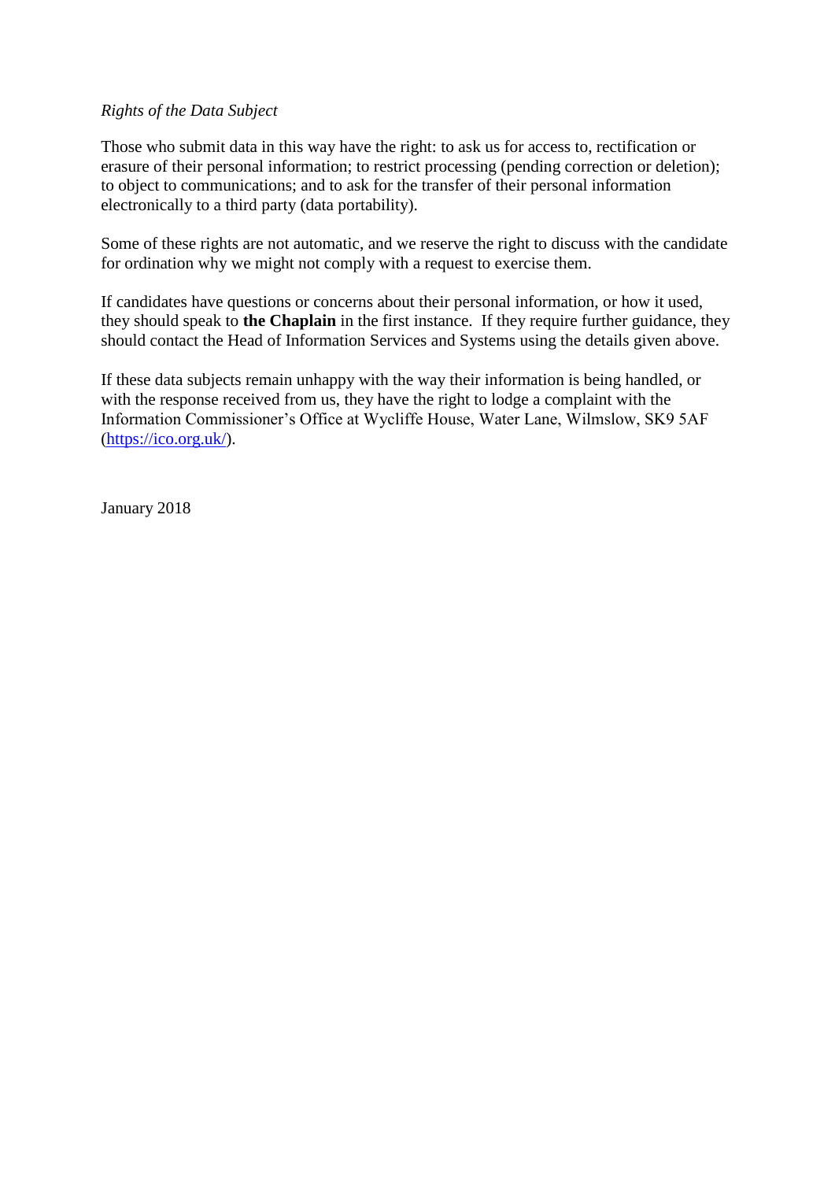*Rights of the Data Subject*

Those who submit data in this way have the right: to ask us for access to, rectification or erasure of their personal information; to restrict processing (pending correction or deletion); to object to communications; and to ask for the transfer of their personal information electronically to a third party (data portability).

Some of these rights are not automatic, and we reserve the right to discuss with the candidate for ordination why we might not comply with a request to exercise them.

If candidates have questions or concerns about their personal information, or how it used, they should speak to **the Chaplain** in the first instance. If they require further guidance, they should contact the Head of Information Services and Systems using the details given above.

If these data subjects remain unhappy with the way their information is being handled, or with the response received from us, they have the right to lodge a complaint with the Information Commissioner's Office at Wycliffe House, Water Lane, Wilmslow, SK9 5AF (https://ico.org.uk/).

January 2018